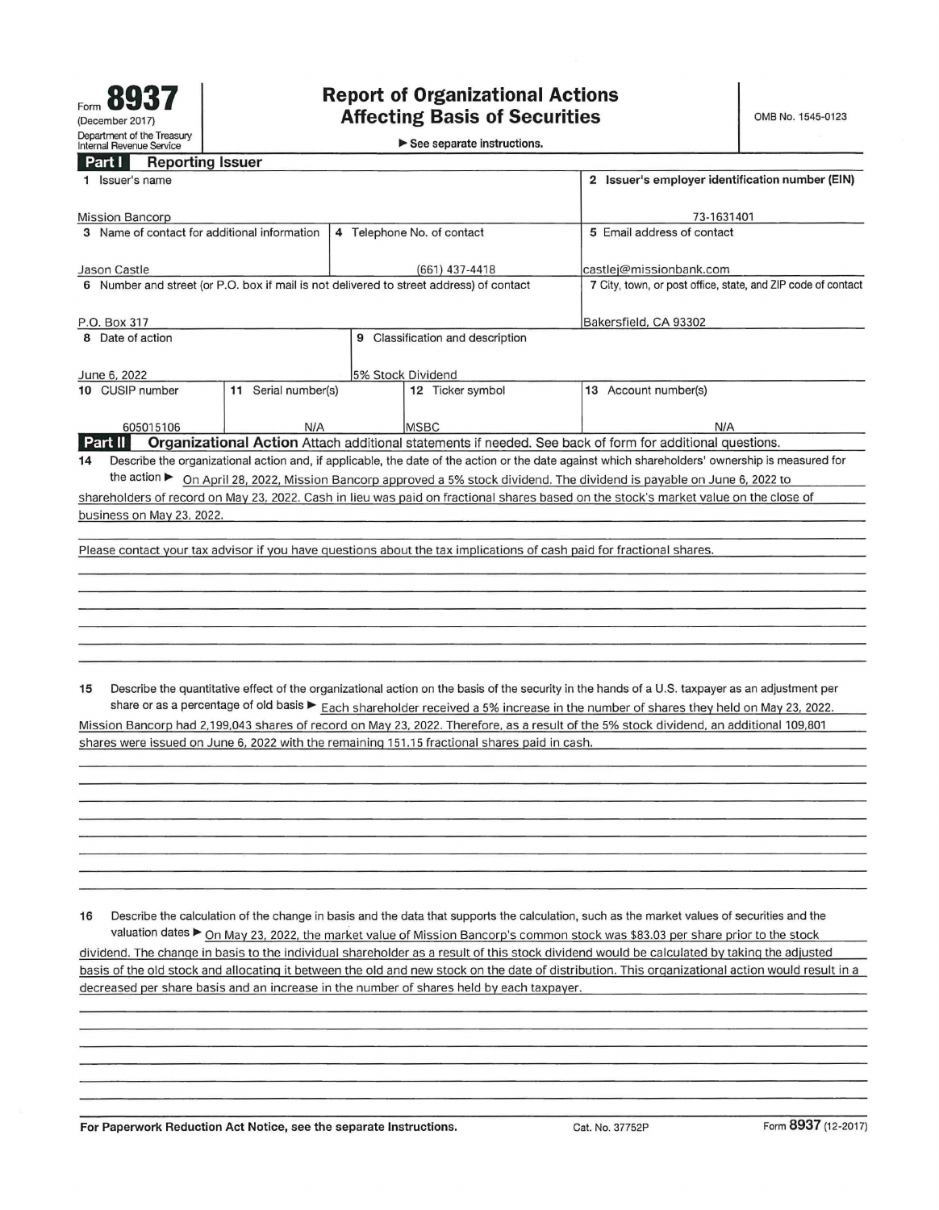Form **8937**
(December 2017)
Department of the Treasury
Internal Revenue Service

# Report of Organizational Actions Affecting Basis of Securities

▶ See separate instructions.

OMB No. 1545-0123

## Part I Reporting Issuer

| | | | |
|---|---|---|---|
| 1 Issuer's name: Mission Bancorp | | | 2 Issuer's employer identification number (EIN): 73-1631401 |
| 3 Name of contact for additional information: Jason Castle | 4 Telephone No. of contact: (661) 437-4418 | | 5 Email address of contact: castlej@missionbank.com |
| 6 Number and street (or P.O. box if mail is not delivered to street address) of contact: P.O. Box 317 | | | 7 City, town, or post office, state, and ZIP code of contact: Bakersfield, CA 93302 |
| 8 Date of action: June 6, 2022 | 9 Classification and description: 5% Stock Dividend | | |
| 10 CUSIP number: 605015106 | 11 Serial number(s): N/A | 12 Ticker symbol: MSBC | 13 Account number(s): N/A |

## Part II Organizational Action

Attach additional statements if needed. See back of form for additional questions.

**14** Describe the organizational action and, if applicable, the date of the action or the date against which shareholders' ownership is measured for the action ▶ On April 28, 2022, Mission Bancorp approved a 5% stock dividend. The dividend is payable on June 6, 2022 to shareholders of record on May 23, 2022. Cash in lieu was paid on fractional shares based on the stock's market value on the close of business on May 23, 2022.

Please contact your tax advisor if you have questions about the tax implications of cash paid for fractional shares.

**15** Describe the quantitative effect of the organizational action on the basis of the security in the hands of a U.S. taxpayer as an adjustment per share or as a percentage of old basis ▶ Each shareholder received a 5% increase in the number of shares they held on May 23, 2022. Mission Bancorp had 2,199,043 shares of record on May 23, 2022. Therefore, as a result of the 5% stock dividend, an additional 109,801 shares were issued on June 6, 2022 with the remaining 151.15 fractional shares paid in cash.

**16** Describe the calculation of the change in basis and the data that supports the calculation, such as the market values of securities and the valuation dates ▶ On May 23, 2022, the market value of Mission Bancorp's common stock was $83.03 per share prior to the stock dividend. The change in basis to the individual shareholder as a result of this stock dividend would be calculated by taking the adjusted basis of the old stock and allocating it between the old and new stock on the date of distribution. This organizational action would result in a decreased per share basis and an increase in the number of shares held by each taxpayer.

For Paperwork Reduction Act Notice, see the separate Instructions. Cat. No. 37752P Form **8937** (12-2017)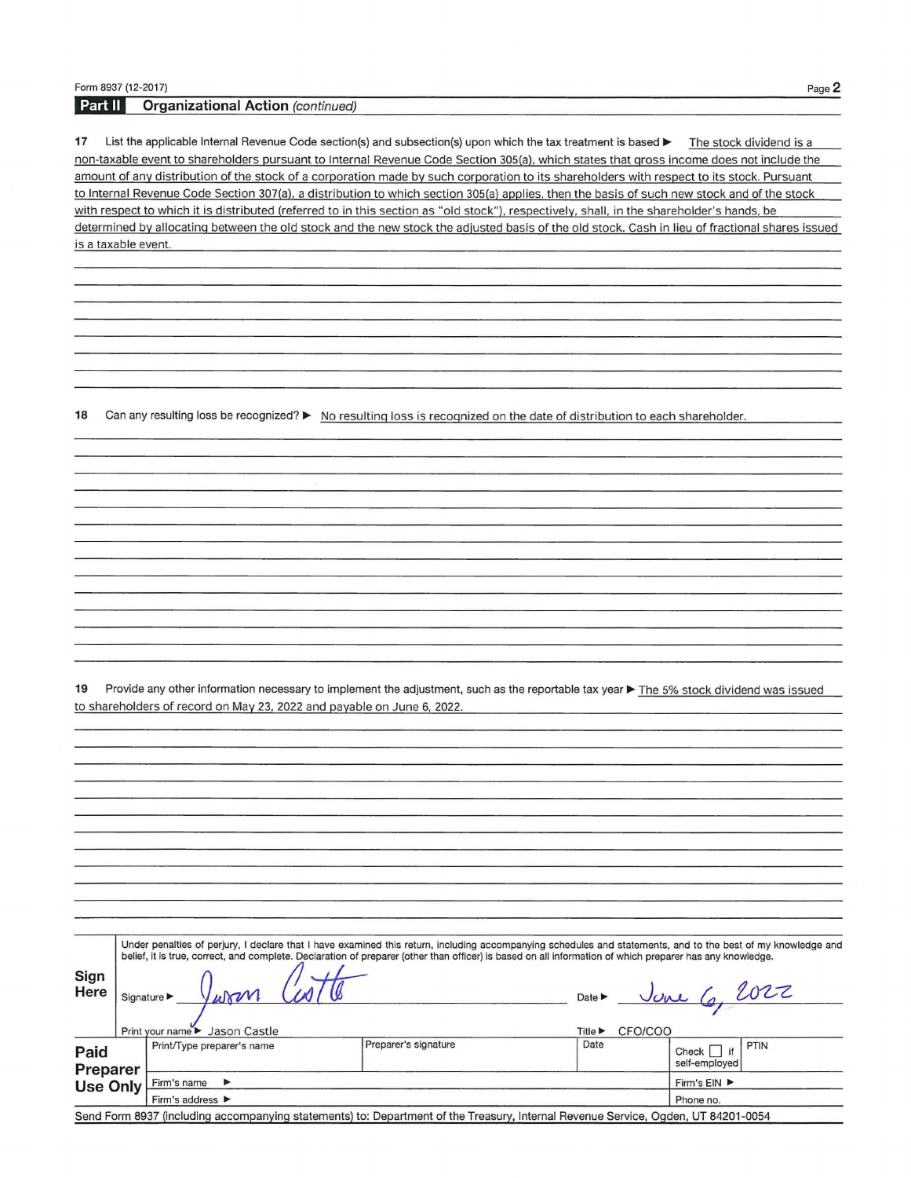Form 8937 (12-2017)

## Part II Organizational Action *(continued)*

**17** List the applicable Internal Revenue Code section(s) and subsection(s) upon which the tax treatment is based ▶ The stock dividend is a non-taxable event to shareholders pursuant to Internal Revenue Code Section 305(a), which states that gross income does not include the amount of any distribution of the stock of a corporation made by such corporation to its shareholders with respect to its stock. Pursuant to Internal Revenue Code Section 307(a), a distribution to which section 305(a) applies, then the basis of such new stock and of the stock with respect to which it is distributed (referred to in this section as "old stock"), respectively, shall, in the shareholder's hands, be determined by allocating between the old stock and the new stock the adjusted basis of the old stock. Cash in lieu of fractional shares issued is a taxable event.

**18** Can any resulting loss be recognized? ▶ No resulting loss is recognized on the date of distribution to each shareholder.

**19** Provide any other information necessary to implement the adjustment, such as the reportable tax year ▶ The 5% stock dividend was issued to shareholders of record on May 23, 2022 and payable on June 6, 2022.

**Sign Here**

Under penalties of perjury, I declare that I have examined this return, including accompanying schedules and statements, and to the best of my knowledge and belief, it is true, correct, and complete. Declaration of preparer (other than officer) is based on all information of which preparer has any knowledge.

Signature ▶ Jason Castle    Date ▶ June 6, 2022

Print your name ▶ Jason Castle    Title ▶ CFO/COO

| **Paid Preparer Use Only** | Print/Type preparer's name | Preparer's signature | Date | Check ☐ if self-employed | PTIN |
|---|---|---|---|---|---|
| | Firm's name ▶ | | | Firm's EIN ▶ | |
| | Firm's address ▶ | | | Phone no. | |

Send Form 8937 (including accompanying statements) to: Department of the Treasury, Internal Revenue Service, Ogden, UT 84201-0054